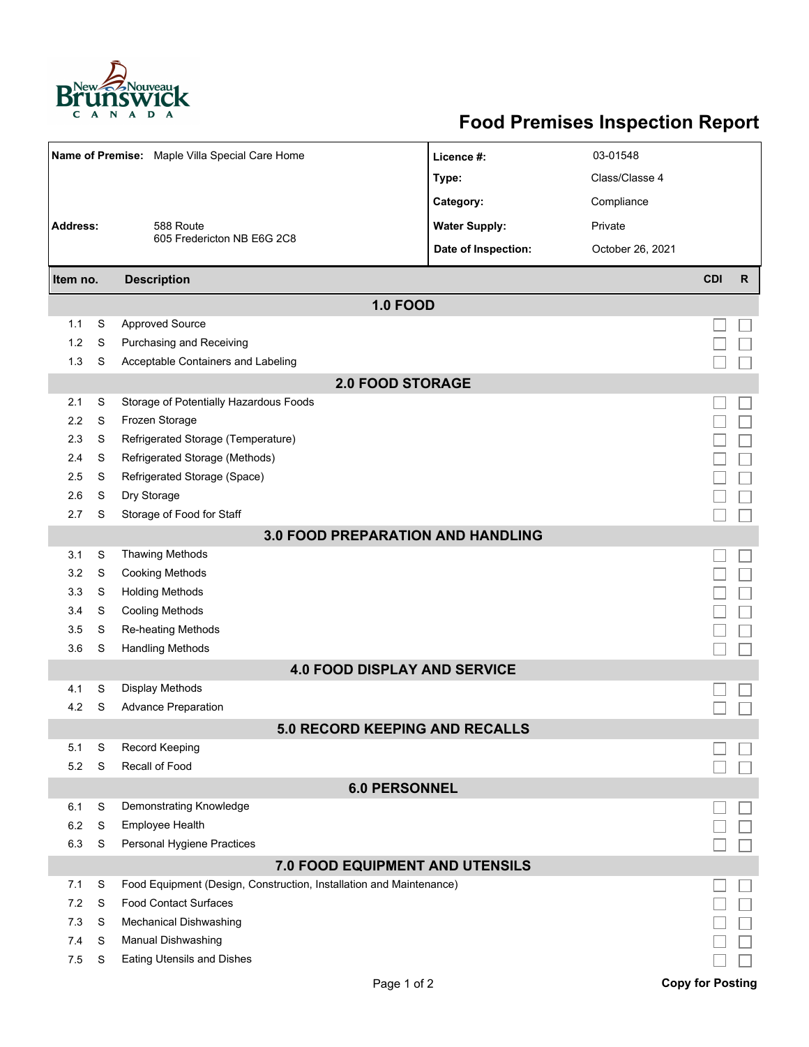# Food Premises Inspection Report

| | | | |
|---|---|---|---|
| **Name of Premise:** | Maple Villa Special Care Home | **Licence #:** | 03-01548 |
| | | **Type:** | Class/Classe 4 |
| | | **Category:** | Compliance |
| **Address:** | 588 Route 605 Fredericton NB E6G 2C8 | **Water Supply:** | Private |
| | | **Date of Inspection:** | October 26, 2021 |

| Item no. | | Description | CDI | R |
|---|---|---|---|---|
| | | **1.0 FOOD** | | |
| 1.1 | S | Approved Source | ☐ | ☐ |
| 1.2 | S | Purchasing and Receiving | ☐ | ☐ |
| 1.3 | S | Acceptable Containers and Labeling | ☐ | ☐ |
| | | **2.0 FOOD STORAGE** | | |
| 2.1 | S | Storage of Potentially Hazardous Foods | ☐ | ☐ |
| 2.2 | S | Frozen Storage | ☐ | ☐ |
| 2.3 | S | Refrigerated Storage (Temperature) | ☐ | ☐ |
| 2.4 | S | Refrigerated Storage (Methods) | ☐ | ☐ |
| 2.5 | S | Refrigerated Storage (Space) | ☐ | ☐ |
| 2.6 | S | Dry Storage | ☐ | ☐ |
| 2.7 | S | Storage of Food for Staff | ☐ | ☐ |
| | | **3.0 FOOD PREPARATION AND HANDLING** | | |
| 3.1 | S | Thawing Methods | ☐ | ☐ |
| 3.2 | S | Cooking Methods | ☐ | ☐ |
| 3.3 | S | Holding Methods | ☐ | ☐ |
| 3.4 | S | Cooling Methods | ☐ | ☐ |
| 3.5 | S | Re-heating Methods | ☐ | ☐ |
| 3.6 | S | Handling Methods | ☐ | ☐ |
| | | **4.0 FOOD DISPLAY AND SERVICE** | | |
| 4.1 | S | Display Methods | ☐ | ☐ |
| 4.2 | S | Advance Preparation | ☐ | ☐ |
| | | **5.0 RECORD KEEPING AND RECALLS** | | |
| 5.1 | S | Record Keeping | ☐ | ☐ |
| 5.2 | S | Recall of Food | ☐ | ☐ |
| | | **6.0 PERSONNEL** | | |
| 6.1 | S | Demonstrating Knowledge | ☐ | ☐ |
| 6.2 | S | Employee Health | ☐ | ☐ |
| 6.3 | S | Personal Hygiene Practices | ☐ | ☐ |
| | | **7.0 FOOD EQUIPMENT AND UTENSILS** | | |
| 7.1 | S | Food Equipment (Design, Construction, Installation and Maintenance) | ☐ | ☐ |
| 7.2 | S | Food Contact Surfaces | ☐ | ☐ |
| 7.3 | S | Mechanical Dishwashing | ☐ | ☐ |
| 7.4 | S | Manual Dishwashing | ☐ | ☐ |
| 7.5 | S | Eating Utensils and Dishes | ☐ | ☐ |

**Copy for Posting**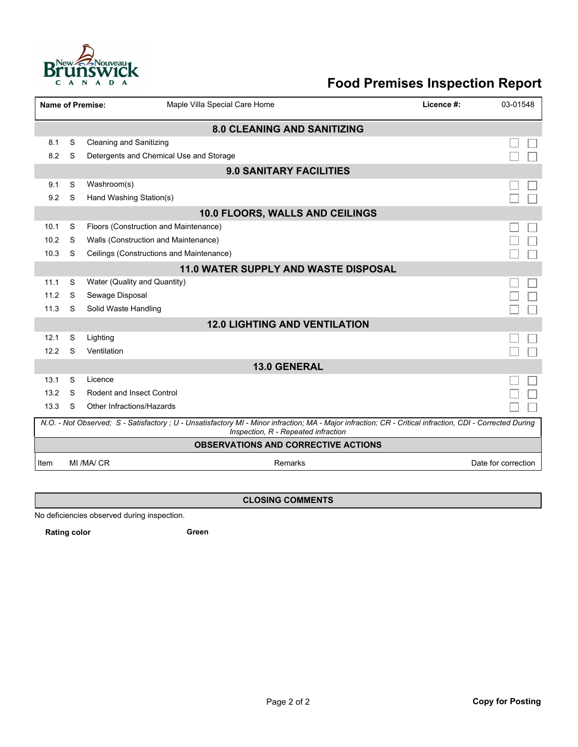# Food Premises Inspection Report

| | | | |
|---|---|---|---|
| **Name of Premise:** | Maple Villa Special Care Home | **Licence #:** | 03-01548 |

| | | | | |
|---|---|---|---|---|
| **8.0 CLEANING AND SANITIZING** | | | | |
| 8.1 | S | Cleaning and Sanitizing | ☐ | ☐ |
| 8.2 | S | Detergents and Chemical Use and Storage | ☐ | ☐ |
| **9.0 SANITARY FACILITIES** | | | | |
| 9.1 | S | Washroom(s) | ☐ | ☐ |
| 9.2 | S | Hand Washing Station(s) | ☐ | ☐ |
| **10.0 FLOORS, WALLS AND CEILINGS** | | | | |
| 10.1 | S | Floors (Construction and Maintenance) | ☐ | ☐ |
| 10.2 | S | Walls (Construction and Maintenance) | ☐ | ☐ |
| 10.3 | S | Ceilings (Constructions and Maintenance) | ☐ | ☐ |
| **11.0 WATER SUPPLY AND WASTE DISPOSAL** | | | | |
| 11.1 | S | Water (Quality and Quantity) | ☐ | ☐ |
| 11.2 | S | Sewage Disposal | ☐ | ☐ |
| 11.3 | S | Solid Waste Handling | ☐ | ☐ |
| **12.0 LIGHTING AND VENTILATION** | | | | |
| 12.1 | S | Lighting | ☐ | ☐ |
| 12.2 | S | Ventilation | ☐ | ☐ |
| **13.0 GENERAL** | | | | |
| 13.1 | S | Licence | ☐ | ☐ |
| 13.2 | S | Rodent and Insect Control | ☐ | ☐ |
| 13.3 | S | Other Infractions/Hazards | ☐ | ☐ |

*N.O. - Not Observed; S - Satisfactory ; U - Unsatisfactory MI - Minor infraction; MA - Major infraction; CR - Critical infraction, CDI - Corrected During Inspection, R - Repeated infraction*

## OBSERVATIONS AND CORRECTIVE ACTIONS

| Item | MI /MA/ CR | Remarks | Date for correction |
|---|---|---|---|

## CLOSING COMMENTS

No deficiencies observed during inspection.

**Rating color** **Green**

**Copy for Posting**